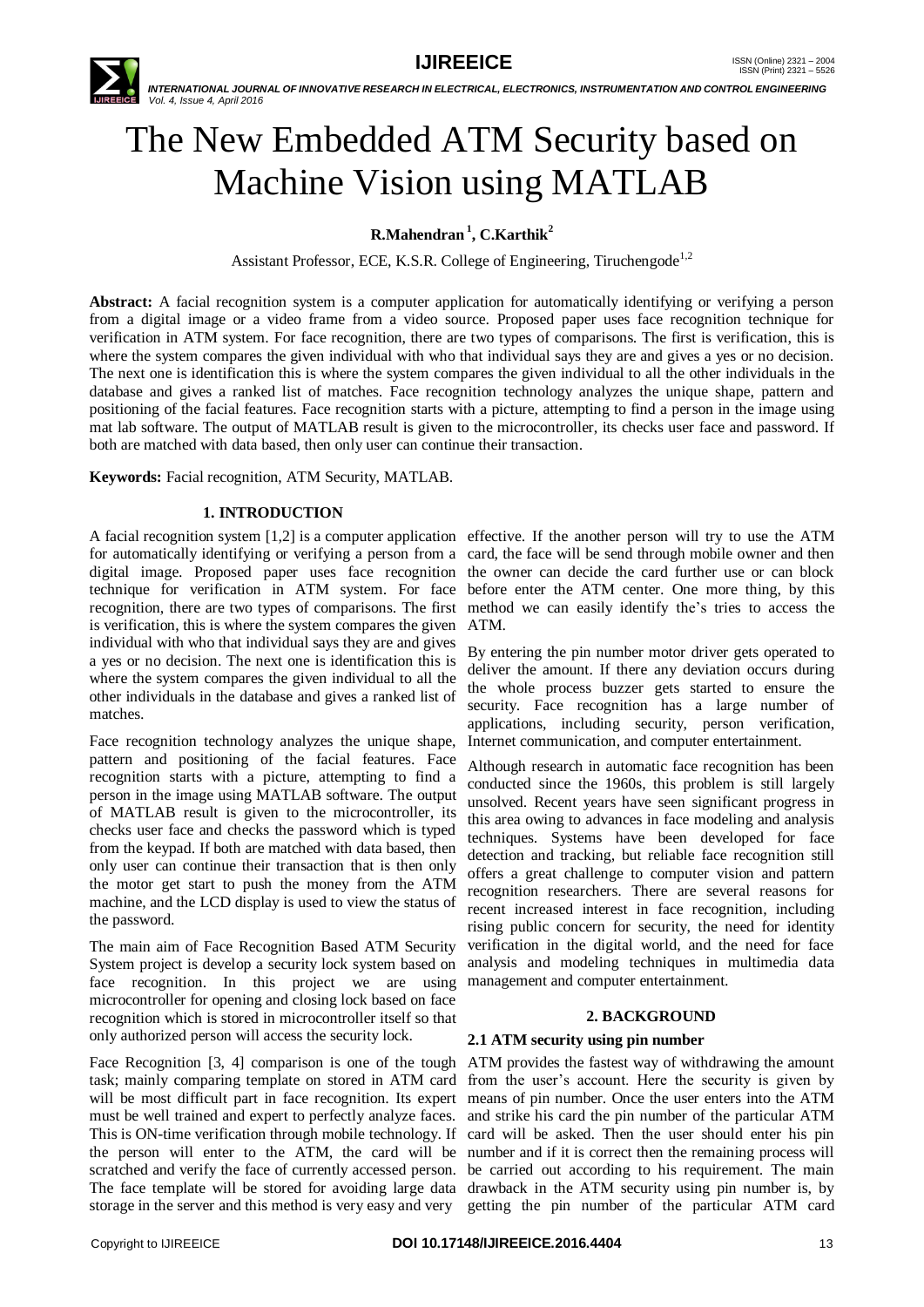# The New Embedded ATM Security based on Machine Vision using MATLAB

**R.Mahendran [1], C.Karthik [2]**

Assistant Professor, ECE, K.S.R. College of Engineering, Tiruchengode [1,2]

**Abstract:** A facial recognition system is a computer application for automatically identifying or verifying a person from a digital image or a video frame from a video source. Proposed paper uses face recognition technique for verification in ATM system. For face recognition, there are two types of comparisons. The first is verification, this is where the system compares the given individual with who that individual says they are and gives a yes or no decision. The next one is identification this is where the system compares the given individual to all the other individuals in the database and gives a ranked list of matches. Face recognition technology analyzes the unique shape, pattern and positioning of the facial features. Face recognition starts with a picture, attempting to find a person in the image using mat lab software. The output of MATLAB result is given to the microcontroller, its checks user face and password. If both are matched with data based, then only user can continue their transaction.

**Keywords:** Facial recognition, ATM Security, MATLAB.

## 1. INTRODUCTION

A facial recognition system [1,2] is a computer application for automatically identifying or verifying a person from a digital image. Proposed paper uses face recognition technique for verification in ATM system. For face recognition, there are two types of comparisons. The first is verification, this is where the system compares the given individual with who that individual says they are and gives a yes or no decision. The next one is identification this is where the system compares the given individual to all the other individuals in the database and gives a ranked list of matches.

Face recognition technology analyzes the unique shape, pattern and positioning of the facial features. Face recognition starts with a picture, attempting to find a person in the image using MATLAB software. The output of MATLAB result is given to the microcontroller, its checks user face and checks the password which is typed from the keypad. If both are matched with data based, then only user can continue their transaction that is then only the motor get start to push the money from the ATM machine, and the LCD display is used to view the status of the password.

The main aim of Face Recognition Based ATM Security System project is develop a security lock system based on face recognition. In this project we are using microcontroller for opening and closing lock based on face recognition which is stored in microcontroller itself so that only authorized person will access the security lock.

Face Recognition [3, 4] comparison is one of the tough task; mainly comparing template on stored in ATM card will be most difficult part in face recognition. Its expert must be well trained and expert to perfectly analyze faces. This is ON-time verification through mobile technology. If the person will enter to the ATM, the card will be scratched and verify the face of currently accessed person. The face template will be stored for avoiding large data storage in the server and this method is very easy and very effective. If the another person will try to use the ATM card, the face will be send through mobile owner and then the owner can decide the card further use or can block before enter the ATM center. One more thing, by this method we can easily identify the's tries to access the ATM.

By entering the pin number motor driver gets operated to deliver the amount. If there any deviation occurs during the whole process buzzer gets started to ensure the security. Face recognition has a large number of applications, including security, person verification, Internet communication, and computer entertainment.

Although research in automatic face recognition has been conducted since the 1960s, this problem is still largely unsolved. Recent years have seen significant progress in this area owing to advances in face modeling and analysis techniques. Systems have been developed for face detection and tracking, but reliable face recognition still offers a great challenge to computer vision and pattern recognition researchers. There are several reasons for recent increased interest in face recognition, including rising public concern for security, the need for identity verification in the digital world, and the need for face analysis and modeling techniques in multimedia data management and computer entertainment.

## 2. BACKGROUND

### 2.1 ATM security using pin number

ATM provides the fastest way of withdrawing the amount from the user's account. Here the security is given by means of pin number. Once the user enters into the ATM and strike his card the pin number of the particular ATM card will be asked. Then the user should enter his pin number and if it is correct then the remaining process will be carried out according to his requirement. The main drawback in the ATM security using pin number is, by getting the pin number of the particular ATM card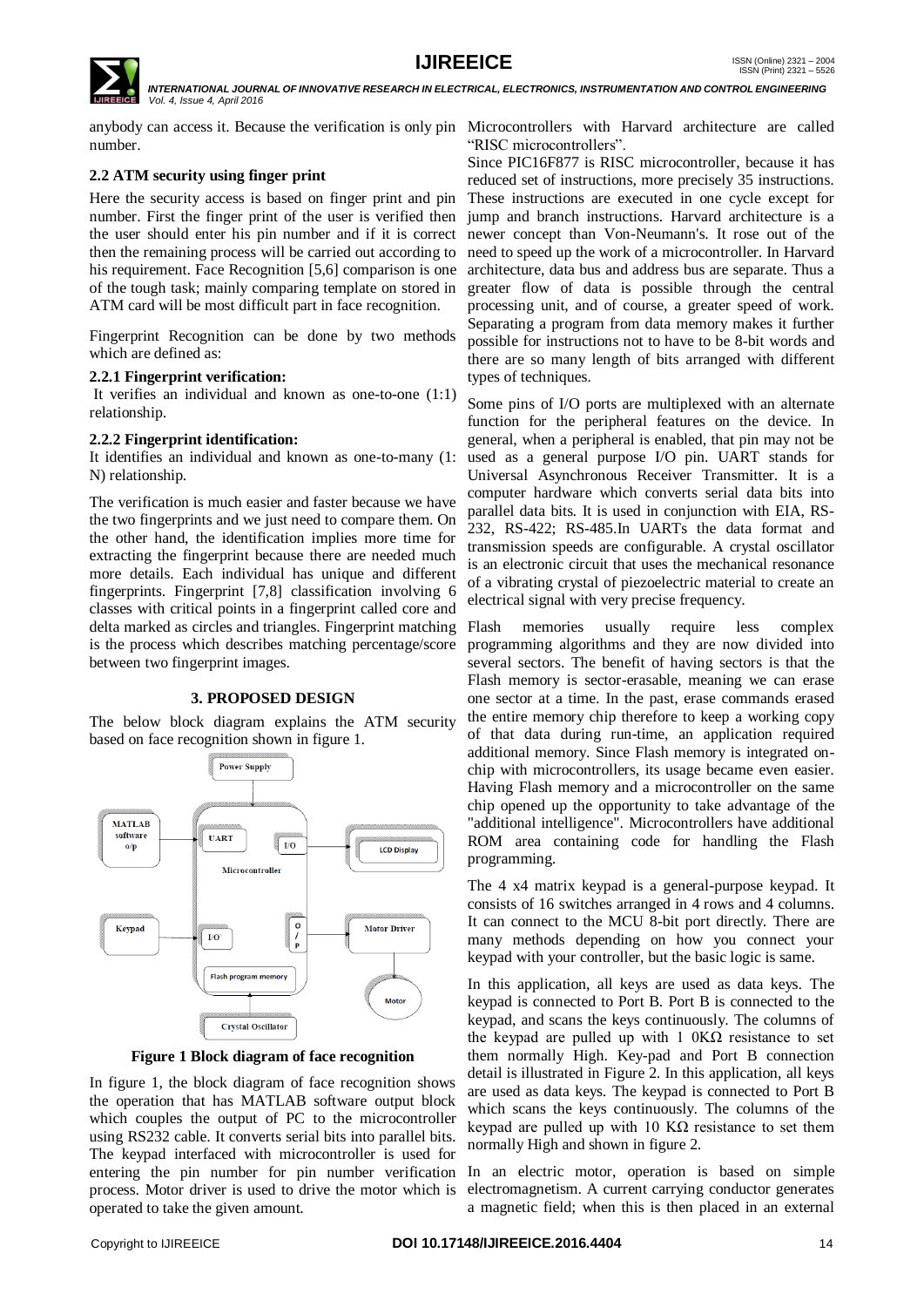anybody can access it. Because the verification is only pin number.

### 2.2 ATM security using finger print

Here the security access is based on finger print and pin number. First the finger print of the user is verified then the user should enter his pin number and if it is correct then the remaining process will be carried out according to his requirement. Face Recognition [5,6] comparison is one of the tough task; mainly comparing template on stored in ATM card will be most difficult part in face recognition.

Fingerprint Recognition can be done by two methods which are defined as:

#### 2.2.1 Fingerprint verification:

It verifies an individual and known as one-to-one (1:1) relationship.

#### 2.2.2 Fingerprint identification:

It identifies an individual and known as one-to-many (1: N) relationship.

The verification is much easier and faster because we have the two fingerprints and we just need to compare them. On the other hand, the identification implies more time for extracting the fingerprint because there are needed much more details. Each individual has unique and different fingerprints. Fingerprint [7,8] classification involving 6 classes with critical points in a fingerprint called core and delta marked as circles and triangles. Fingerprint matching is the process which describes matching percentage/score between two fingerprint images.

## 3. PROPOSED DESIGN

The below block diagram explains the ATM security based on face recognition shown in figure 1.

Power Supply | MATLAB software o/p | UART | I/O | LCD Display | Microcontroller | Keypad | I/O | O/P | Motor Driver | Flash program memory | Motor | Crystal Oscillator

**Figure 1 Block diagram of face recognition**

In figure 1, the block diagram of face recognition shows the operation that has MATLAB software output block which couples the output of PC to the microcontroller using RS232 cable. It converts serial bits into parallel bits. The keypad interfaced with microcontroller is used for entering the pin number for pin number verification process. Motor driver is used to drive the motor which is operated to take the given amount.

Microcontrollers with Harvard architecture are called "RISC microcontrollers".

Since PIC16F877 is RISC microcontroller, because it has reduced set of instructions, more precisely 35 instructions. These instructions are executed in one cycle except for jump and branch instructions. Harvard architecture is a newer concept than Von-Neumann's. It rose out of the need to speed up the work of a microcontroller. In Harvard architecture, data bus and address bus are separate. Thus a greater flow of data is possible through the central processing unit, and of course, a greater speed of work. Separating a program from data memory makes it further possible for instructions not to have to be 8-bit words and there are so many length of bits arranged with different types of techniques.

Some pins of I/O ports are multiplexed with an alternate function for the peripheral features on the device. In general, when a peripheral is enabled, that pin may not be used as a general purpose I/O pin. UART stands for Universal Asynchronous Receiver Transmitter. It is a computer hardware which converts serial data bits into parallel data bits. It is used in conjunction with EIA, RS-232, RS-422; RS-485.In UARTs the data format and transmission speeds are configurable. A crystal oscillator is an electronic circuit that uses the mechanical resonance of a vibrating crystal of piezoelectric material to create an electrical signal with very precise frequency.

Flash memories usually require less complex programming algorithms and they are now divided into several sectors. The benefit of having sectors is that the Flash memory is sector-erasable, meaning we can erase one sector at a time. In the past, erase commands erased the entire memory chip therefore to keep a working copy of that data during run-time, an application required additional memory. Since Flash memory is integrated on-chip with microcontrollers, its usage became even easier. Having Flash memory and a microcontroller on the same chip opened up the opportunity to take advantage of the "additional intelligence". Microcontrollers have additional ROM area containing code for handling the Flash programming.

The 4 x4 matrix keypad is a general-purpose keypad. It consists of 16 switches arranged in 4 rows and 4 columns. It can connect to the MCU 8-bit port directly. There are many methods depending on how you connect your keypad with your controller, but the basic logic is same.

In this application, all keys are used as data keys. The keypad is connected to Port B. Port B is connected to the keypad, and scans the keys continuously. The columns of the keypad are pulled up with 1 0KΩ resistance to set them normally High. Key-pad and Port B connection detail is illustrated in Figure 2. In this application, all keys are used as data keys. The keypad is connected to Port B which scans the keys continuously. The columns of the keypad are pulled up with 10 KΩ resistance to set them normally High and shown in figure 2.

In an electric motor, operation is based on simple electromagnetism. A current carrying conductor generates a magnetic field; when this is then placed in an external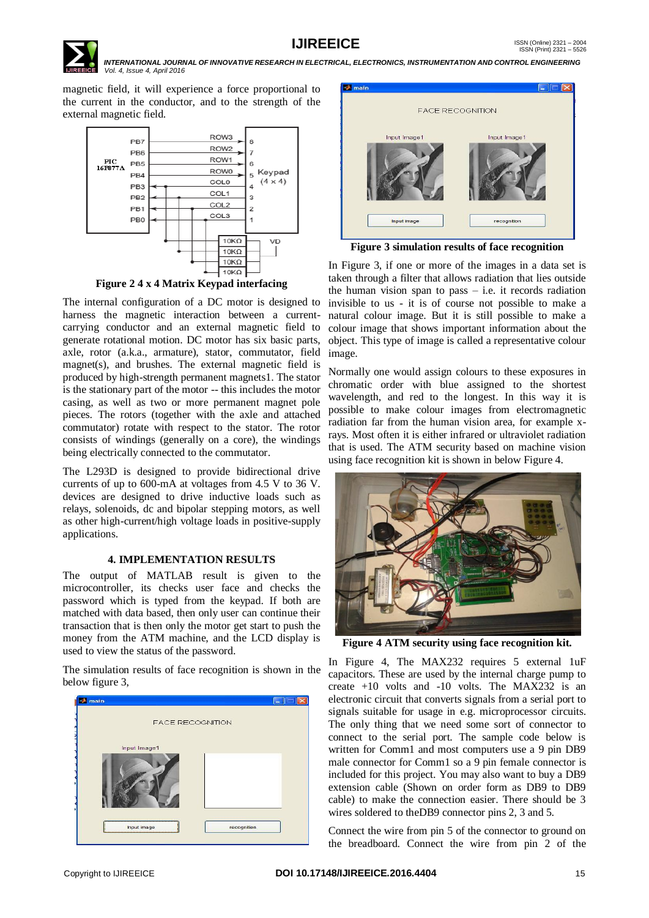magnetic field, it will experience a force proportional to the current in the conductor, and to the strength of the external magnetic field.

**Figure 2 4 x 4 Matrix Keypad interfacing**

The internal configuration of a DC motor is designed to harness the magnetic interaction between a current-carrying conductor and an external magnetic field to generate rotational motion. DC motor has six basic parts, axle, rotor (a.k.a., armature), stator, commutator, field magnet(s), and brushes. The external magnetic field is produced by high-strength permanent magnets1. The stator is the stationary part of the motor -- this includes the motor casing, as well as two or more permanent magnet pole pieces. The rotors (together with the axle and attached commutator) rotate with respect to the stator. The rotor consists of windings (generally on a core), the windings being electrically connected to the commutator.

The L293D is designed to provide bidirectional drive currents of up to 600-mA at voltages from 4.5 V to 36 V. devices are designed to drive inductive loads such as relays, solenoids, dc and bipolar stepping motors, as well as other high-current/high voltage loads in positive-supply applications.

## 4. IMPLEMENTATION RESULTS

The output of MATLAB result is given to the microcontroller, its checks user face and checks the password which is typed from the keypad. If both are matched with data based, then only user can continue their transaction that is then only the motor get start to push the money from the ATM machine, and the LCD display is used to view the status of the password.

The simulation results of face recognition is shown in the below figure 3,

**Figure 3 simulation results of face recognition**

In Figure 3, if one or more of the images in a data set is taken through a filter that allows radiation that lies outside the human vision span to pass – i.e. it records radiation invisible to us - it is of course not possible to make a natural colour image. But it is still possible to make a colour image that shows important information about the object. This type of image is called a representative colour image.

Normally one would assign colours to these exposures in chromatic order with blue assigned to the shortest wavelength, and red to the longest. In this way it is possible to make colour images from electromagnetic radiation far from the human vision area, for example x-rays. Most often it is either infrared or ultraviolet radiation that is used. The ATM security based on machine vision using face recognition kit is shown in below Figure 4.

**Figure 4 ATM security using face recognition kit.**

In Figure 4, The MAX232 requires 5 external 1uF capacitors. These are used by the internal charge pump to create +10 volts and -10 volts. The MAX232 is an electronic circuit that converts signals from a serial port to signals suitable for usage in e.g. microprocessor circuits. The only thing that we need some sort of connector to connect to the serial port. The sample code below is written for Comm1 and most computers use a 9 pin DB9 male connector for Comm1 so a 9 pin female connector is included for this project. You may also want to buy a DB9 extension cable (Shown on order form as DB9 to DB9 cable) to make the connection easier. There should be 3 wires soldered to theDB9 connector pins 2, 3 and 5.

Connect the wire from pin 5 of the connector to ground on the breadboard. Connect the wire from pin 2 of the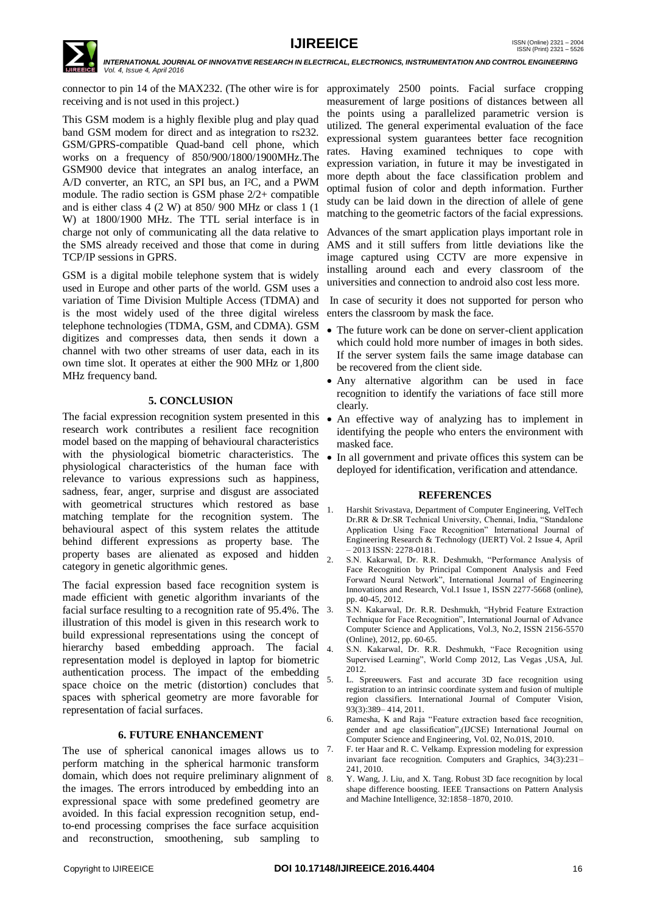connector to pin 14 of the MAX232. (The other wire is for receiving and is not used in this project.)

This GSM modem is a highly flexible plug and play quad band GSM modem for direct and as integration to rs232. GSM/GPRS-compatible Quad-band cell phone, which works on a frequency of 850/900/1800/1900MHz.The GSM900 device that integrates an analog interface, an A/D converter, an RTC, an SPI bus, an I²C, and a PWM module. The radio section is GSM phase 2/2+ compatible and is either class 4 (2 W) at 850/ 900 MHz or class 1 (1 W) at 1800/1900 MHz. The TTL serial interface is in charge not only of communicating all the data relative to the SMS already received and those that come in during TCP/IP sessions in GPRS.

GSM is a digital mobile telephone system that is widely used in Europe and other parts of the world. GSM uses a variation of Time Division Multiple Access (TDMA) and is the most widely used of the three digital wireless telephone technologies (TDMA, GSM, and CDMA). GSM digitizes and compresses data, then sends it down a channel with two other streams of user data, each in its own time slot. It operates at either the 900 MHz or 1,800 MHz frequency band.

## 5. CONCLUSION

The facial expression recognition system presented in this research work contributes a resilient face recognition model based on the mapping of behavioural characteristics with the physiological biometric characteristics. The physiological characteristics of the human face with relevance to various expressions such as happiness, sadness, fear, anger, surprise and disgust are associated with geometrical structures which restored as base matching template for the recognition system. The behavioural aspect of this system relates the attitude behind different expressions as property base. The property bases are alienated as exposed and hidden category in genetic algorithmic genes.

The facial expression based face recognition system is made efficient with genetic algorithm invariants of the facial surface resulting to a recognition rate of 95.4%. The illustration of this model is given in this research work to build expressional representations using the concept of hierarchy based embedding approach. The facial representation model is deployed in laptop for biometric authentication process. The impact of the embedding space choice on the metric (distortion) concludes that spaces with spherical geometry are more favorable for representation of facial surfaces.

## 6. FUTURE ENHANCEMENT

The use of spherical canonical images allows us to perform matching in the spherical harmonic transform domain, which does not require preliminary alignment of the images. The errors introduced by embedding into an expressional space with some predefined geometry are avoided. In this facial expression recognition setup, end-to-end processing comprises the face surface acquisition and reconstruction, smoothening, sub sampling to approximately 2500 points. Facial surface cropping measurement of large positions of distances between all the points using a parallelized parametric version is utilized. The general experimental evaluation of the face expressional system guarantees better face recognition rates. Having examined techniques to cope with expression variation, in future it may be investigated in more depth about the face classification problem and optimal fusion of color and depth information. Further study can be laid down in the direction of allele of gene matching to the geometric factors of the facial expressions.

Advances of the smart application plays important role in AMS and it still suffers from little deviations like the image captured using CCTV are more expensive in installing around each and every classroom of the universities and connection to android also cost less more.

In case of security it does not supported for person who enters the classroom by mask the face.

- The future work can be done on server-client application which could hold more number of images in both sides. If the server system fails the same image database can be recovered from the client side.
- Any alternative algorithm can be used in face recognition to identify the variations of face still more clearly.
- An effective way of analyzing has to implement in identifying the people who enters the environment with masked face.
- In all government and private offices this system can be deployed for identification, verification and attendance.

## REFERENCES

1. Harshit Srivastava, Department of Computer Engineering, VelTech Dr.RR & Dr.SR Technical University, Chennai, India, "Standalone Application Using Face Recognition" International Journal of Engineering Research & Technology (IJERT) Vol. 2 Issue 4, April – 2013 ISSN: 2278-0181.
2. S.N. Kakarwal, Dr. R.R. Deshmukh, "Performance Analysis of Face Recognition by Principal Component Analysis and Feed Forward Neural Network", International Journal of Engineering Innovations and Research, Vol.1 Issue 1, ISSN 2277-5668 (online), pp. 40-45, 2012.
3. S.N. Kakarwal, Dr. R.R. Deshmukh, "Hybrid Feature Extraction Technique for Face Recognition", International Journal of Advance Computer Science and Applications, Vol.3, No.2, ISSN 2156-5570 (Online), 2012, pp. 60-65.
4. S.N. Kakarwal, Dr. R.R. Deshmukh, "Face Recognition using Supervised Learning", World Comp 2012, Las Vegas ,USA, Jul. 2012.
5. L. Spreeuwers. Fast and accurate 3D face recognition using registration to an intrinsic coordinate system and fusion of multiple region classifiers. International Journal of Computer Vision, 93(3):389– 414, 2011.
6. Ramesha, K and Raja "Feature extraction based face recognition, gender and age classification",(IJCSE) International Journal on Computer Science and Engineering, Vol. 02, No.01S, 2010.
7. F. ter Haar and R. C. Velkamp. Expression modeling for expression invariant face recognition. Computers and Graphics, 34(3):231– 241, 2010.
8. Y. Wang, J. Liu, and X. Tang. Robust 3D face recognition by local shape difference boosting. IEEE Transactions on Pattern Analysis and Machine Intelligence, 32:1858–1870, 2010.